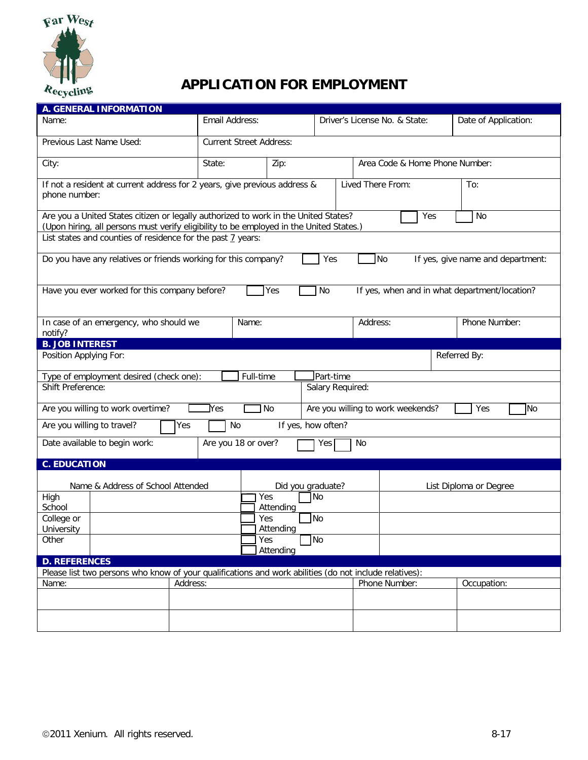Far West Recycling

# APPLICATION FOR EMPLOYMENT

## A. GENERAL INFORMATION

| Name: | Email Address: | Driver's License No. & State: | Date of Application: |
|---|---|---|---|
| Previous Last Name Used: | Current Street Address: | | |

| City: | State: | Zip: | Area Code & Home Phone Number: |
|---|---|---|---|

| If not a resident at current address for 2 years, give previous address & phone number: | Lived There From: | To: |
|---|---|---|

Are you a United States citizen or legally authorized to work in the United States? ☐ Yes ☐ No
(Upon hiring, all persons must verify eligibility to be employed in the United States.)

List states and counties of residence for the past 7 years:

Do you have any relatives or friends working for this company? ☐ Yes ☐ No If yes, give name and department:

Have you ever worked for this company before? ☐ Yes ☐ No If yes, when and in what department/location?

| In case of an emergency, who should we notify? | Name: | Address: | Phone Number: |
|---|---|---|---|

## B. JOB INTEREST

| Position Applying For: | Referred By: |
|---|---|

Type of employment desired (check one): ☐ Full-time ☐ Part-time

| Shift Preference: | Salary Required: |
|---|---|

Are you willing to work overtime? ☐ Yes ☐ No Are you willing to work weekends? ☐ Yes ☐ No

Are you willing to travel? ☐ Yes ☐ No If yes, how often?

Date available to begin work: Are you 18 or over? ☐ Yes ☐ No

## C. EDUCATION

| | Name & Address of School Attended | Did you graduate? | List Diploma or Degree |
|---|---|---|---|
| High School | | ☐ Yes ☐ No ☐ Attending | |
| College or University | | ☐ Yes ☐ No ☐ Attending | |
| Other | | ☐ Yes ☐ No ☐ Attending | |

## D. REFERENCES

Please list two persons who know of your qualifications and work abilities (do not include relatives):

| Name: | Address: | Phone Number: | Occupation: |
|---|---|---|---|
| | | | |
| | | | |

©2011 Xenium. All rights reserved.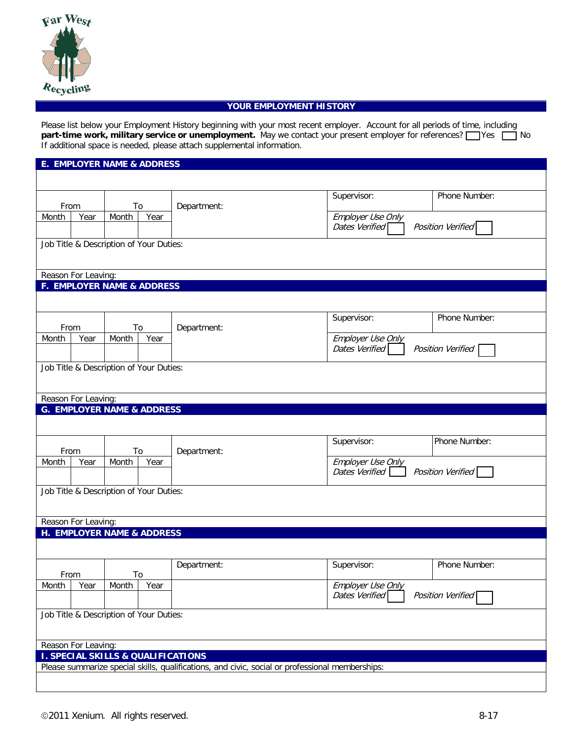Far West Recycling

## YOUR EMPLOYMENT HISTORY

Please list below your Employment History beginning with your most recent employer. Account for all periods of time, including **part-time work, military service or unemployment.** May we contact your present employer for references? ☐ Yes ☐ No
If additional space is needed, please attach supplemental information.

### E. EMPLOYER NAME & ADDRESS

| From | | To | | Department: | Supervisor: | Phone Number: |
|---|---|---|---|---|---|---|
| Month | Year | Month | Year | | *Employer Use Only* *Dates Verified* ☐ | *Position Verified* ☐ |
| | | | | | | |

Job Title & Description of Your Duties:

Reason For Leaving:

### F. EMPLOYER NAME & ADDRESS

| From | | To | | Department: | Supervisor: | Phone Number: |
|---|---|---|---|---|---|---|
| Month | Year | Month | Year | | *Employer Use Only* *Dates Verified* ☐ | *Position Verified* ☐ |
| | | | | | | |

Job Title & Description of Your Duties:

Reason For Leaving:

### G. EMPLOYER NAME & ADDRESS

| From | | To | | Department: | Supervisor: | Phone Number: |
|---|---|---|---|---|---|---|
| Month | Year | Month | Year | | *Employer Use Only* *Dates Verified* ☐ | *Position Verified* ☐ |
| | | | | | | |

Job Title & Description of Your Duties:

Reason For Leaving:

### H. EMPLOYER NAME & ADDRESS

| From | | To | | Department: | Supervisor: | Phone Number: |
|---|---|---|---|---|---|---|
| Month | Year | Month | Year | | *Employer Use Only* *Dates Verified* ☐ | *Position Verified* ☐ |
| | | | | | | |

Job Title & Description of Your Duties:

Reason For Leaving:

### I. SPECIAL SKILLS & QUALIFICATIONS

Please summarize special skills, qualifications, and civic, social or professional memberships:

©2011 Xenium. All rights reserved.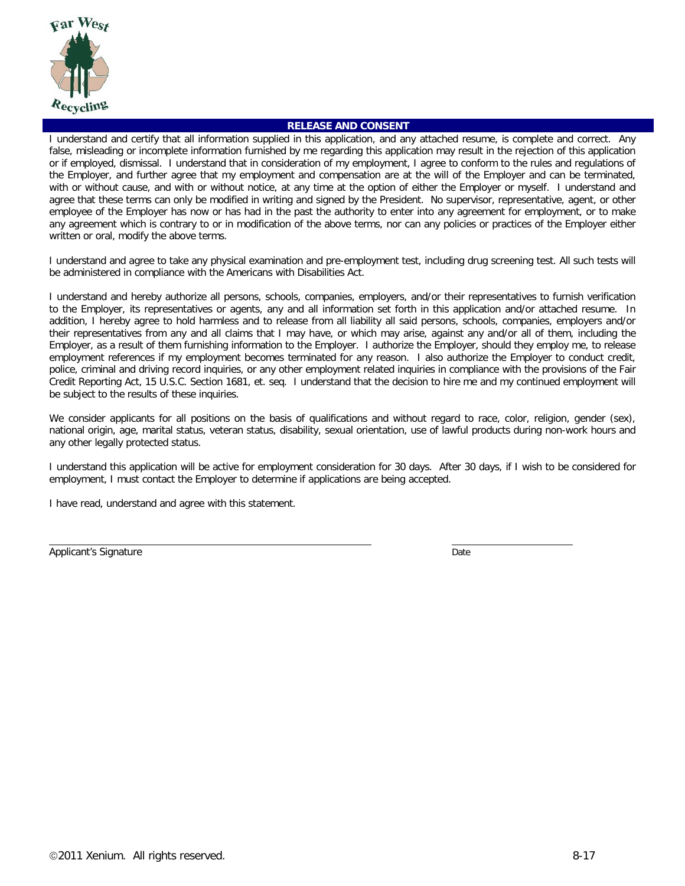## RELEASE AND CONSENT

I understand and certify that all information supplied in this application, and any attached resume, is complete and correct. Any false, misleading or incomplete information furnished by me regarding this application may result in the rejection of this application or if employed, dismissal. I understand that in consideration of my employment, I agree to conform to the rules and regulations of the Employer, and further agree that my employment and compensation are at the will of the Employer and can be terminated, with or without cause, and with or without notice, at any time at the option of either the Employer or myself. I understand and agree that these terms can only be modified in writing and signed by the President. No supervisor, representative, agent, or other employee of the Employer has now or has had in the past the authority to enter into any agreement for employment, or to make any agreement which is contrary to or in modification of the above terms, nor can any policies or practices of the Employer either written or oral, modify the above terms.

I understand and agree to take any physical examination and pre-employment test, including drug screening test. All such tests will be administered in compliance with the Americans with Disabilities Act.

I understand and hereby authorize all persons, schools, companies, employers, and/or their representatives to furnish verification to the Employer, its representatives or agents, any and all information set forth in this application and/or attached resume. In addition, I hereby agree to hold harmless and to release from all liability all said persons, schools, companies, employers and/or their representatives from any and all claims that I may have, or which may arise, against any and/or all of them, including the Employer, as a result of them furnishing information to the Employer. I authorize the Employer, should they employ me, to release employment references if my employment becomes terminated for any reason. I also authorize the Employer to conduct credit, police, criminal and driving record inquiries, or any other employment related inquiries in compliance with the provisions of the Fair Credit Reporting Act, 15 U.S.C. Section 1681, et. seq. I understand that the decision to hire me and my continued employment will be subject to the results of these inquiries.

We consider applicants for all positions on the basis of qualifications and without regard to race, color, religion, gender (sex), national origin, age, marital status, veteran status, disability, sexual orientation, use of lawful products during non-work hours and any other legally protected status.

I understand this application will be active for employment consideration for 30 days. After 30 days, if I wish to be considered for employment, I must contact the Employer to determine if applications are being accepted.

I have read, understand and agree with this statement.

\_\_\_\_\_\_\_\_\_\_\_\_\_\_\_\_\_\_\_\_\_\_\_\_\_\_\_\_\_\_\_\_\_\_\_\_\_\_\_\_ &nbsp;&nbsp;&nbsp;&nbsp; \_\_\_\_\_\_\_\_\_\_\_\_\_\_\_\_\_\_\_\_

Applicant's Signature &nbsp;&nbsp;&nbsp;&nbsp; Date

©2011 Xenium. All rights reserved. 8-17